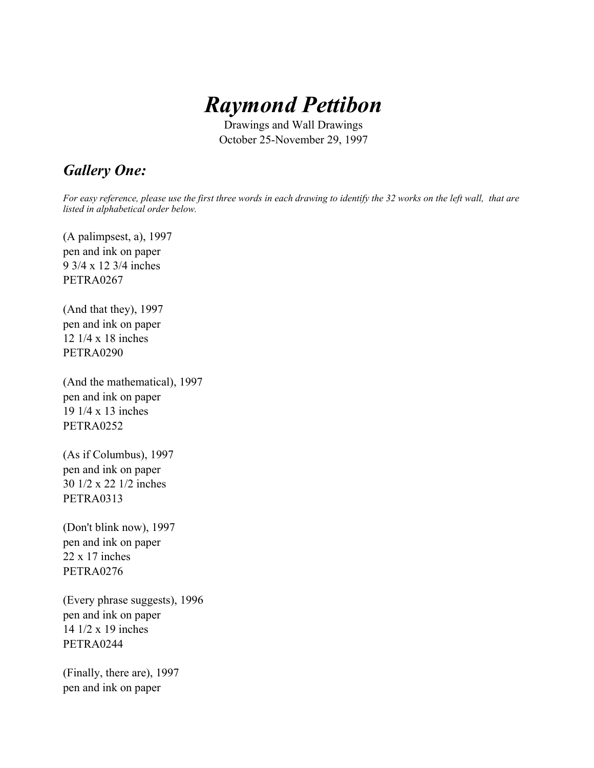# *Raymond Pettibon*

Drawings and Wall Drawings
October 25-November 29, 1997

## *Gallery One:*

*For easy reference, please use the first three words in each drawing to identify the 32 works on the left wall, that are listed in alphabetical order below.*

(A palimpsest, a), 1997
pen and ink on paper
9 3/4 x 12 3/4 inches
PETRA0267

(And that they), 1997
pen and ink on paper
12 1/4 x 18 inches
PETRA0290

(And the mathematical), 1997
pen and ink on paper
19 1/4 x 13 inches
PETRA0252

(As if Columbus), 1997
pen and ink on paper
30 1/2 x 22 1/2 inches
PETRA0313

(Don't blink now), 1997
pen and ink on paper
22 x 17 inches
PETRA0276

(Every phrase suggests), 1996
pen and ink on paper
14 1/2 x 19 inches
PETRA0244

(Finally, there are), 1997
pen and ink on paper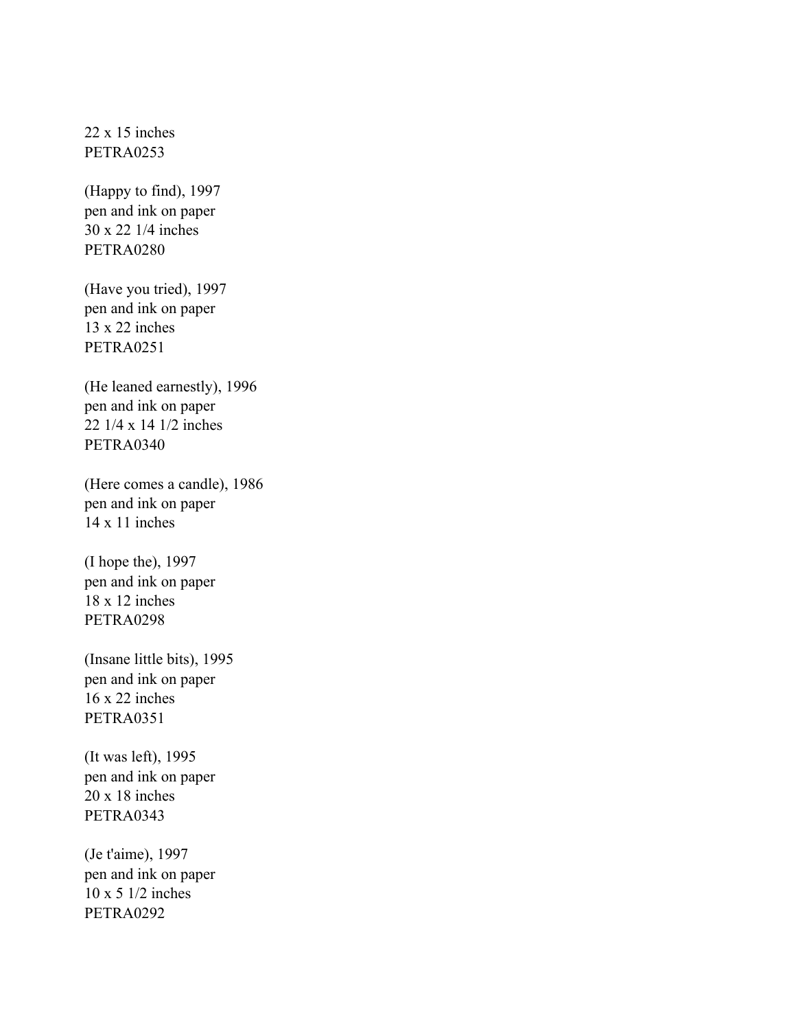22 x 15 inches
PETRA0253

(Happy to find), 1997
pen and ink on paper
30 x 22 1/4 inches
PETRA0280

(Have you tried), 1997
pen and ink on paper
13 x 22 inches
PETRA0251

(He leaned earnestly), 1996
pen and ink on paper
22 1/4 x 14 1/2 inches
PETRA0340

(Here comes a candle), 1986
pen and ink on paper
14 x 11 inches

(I hope the), 1997
pen and ink on paper
18 x 12 inches
PETRA0298

(Insane little bits), 1995
pen and ink on paper
16 x 22 inches
PETRA0351

(It was left), 1995
pen and ink on paper
20 x 18 inches
PETRA0343

(Je t'aime), 1997
pen and ink on paper
10 x 5 1/2 inches
PETRA0292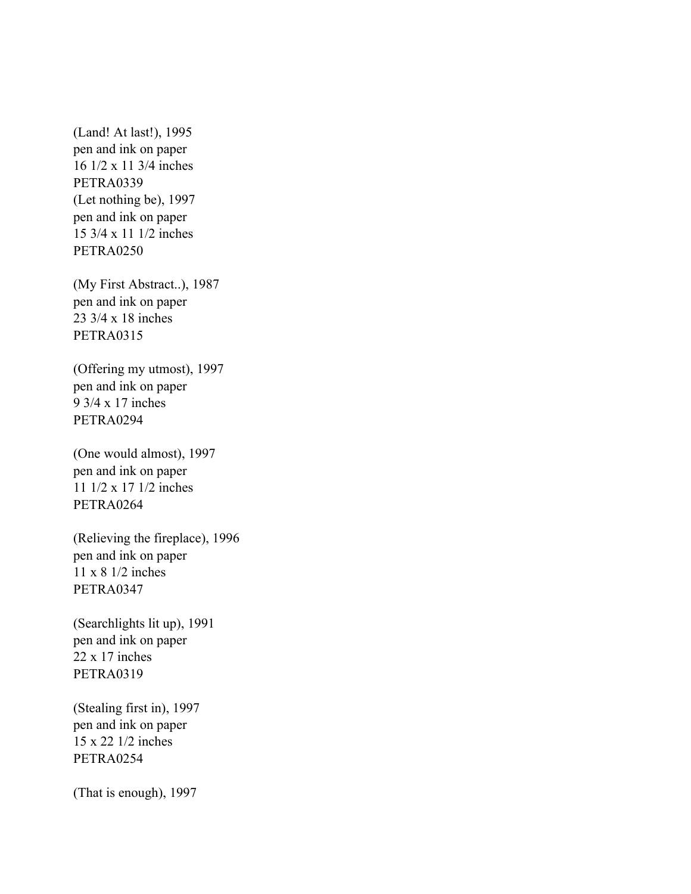(Land! At last!), 1995
pen and ink on paper
16 1/2 x 11 3/4 inches
PETRA0339
(Let nothing be), 1997
pen and ink on paper
15 3/4 x 11 1/2 inches
PETRA0250

(My First Abstract..), 1987
pen and ink on paper
23 3/4 x 18 inches
PETRA0315

(Offering my utmost), 1997
pen and ink on paper
9 3/4 x 17 inches
PETRA0294

(One would almost), 1997
pen and ink on paper
11 1/2 x 17 1/2 inches
PETRA0264

(Relieving the fireplace), 1996
pen and ink on paper
11 x 8 1/2 inches
PETRA0347

(Searchlights lit up), 1991
pen and ink on paper
22 x 17 inches
PETRA0319

(Stealing first in), 1997
pen and ink on paper
15 x 22 1/2 inches
PETRA0254

(That is enough), 1997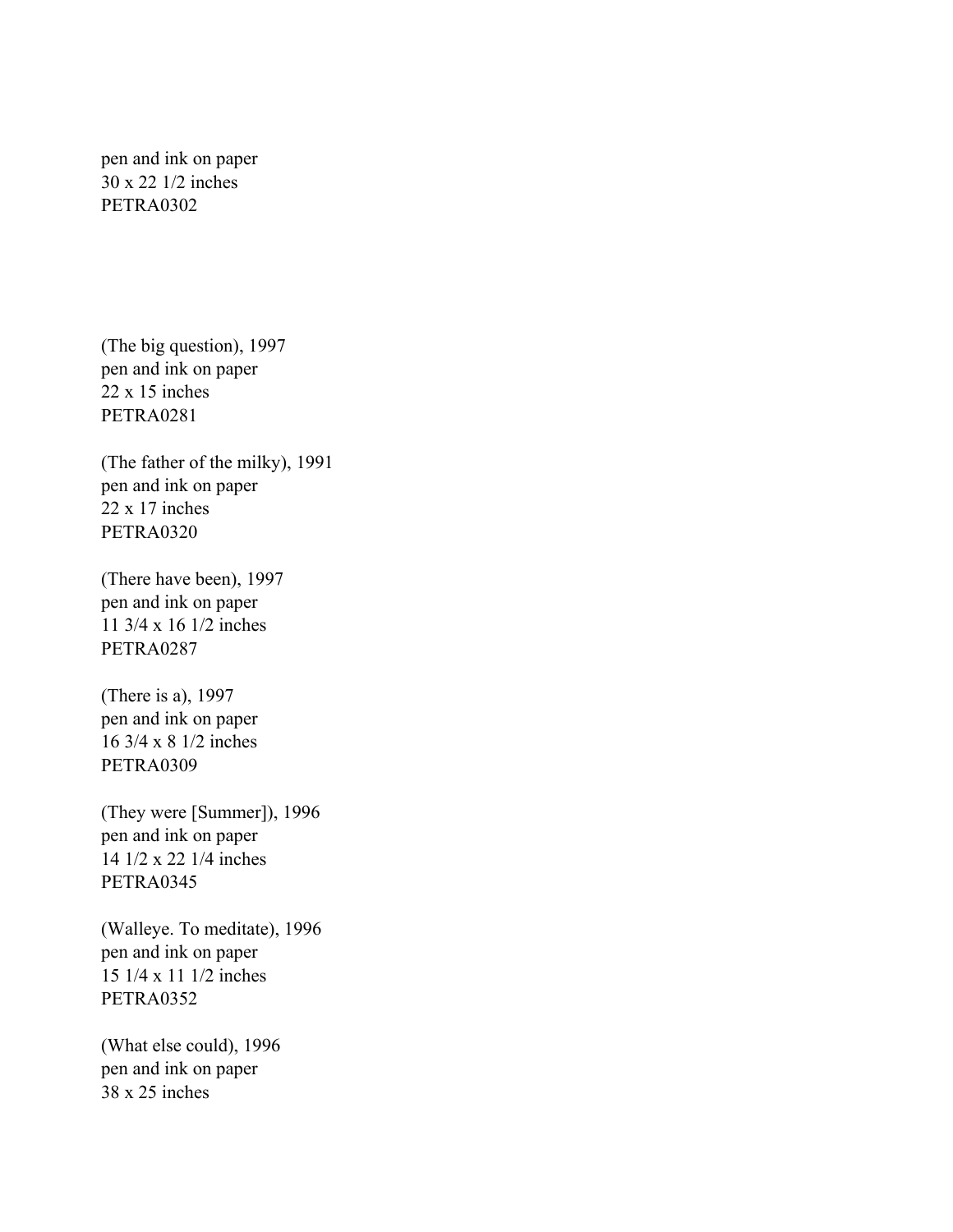pen and ink on paper
30 x 22 1/2 inches
PETRA0302

(The big question), 1997
pen and ink on paper
22 x 15 inches
PETRA0281

(The father of the milky), 1991
pen and ink on paper
22 x 17 inches
PETRA0320

(There have been), 1997
pen and ink on paper
11 3/4 x 16 1/2 inches
PETRA0287

(There is a), 1997
pen and ink on paper
16 3/4 x 8 1/2 inches
PETRA0309

(They were [Summer]), 1996
pen and ink on paper
14 1/2 x 22 1/4 inches
PETRA0345

(Walleye. To meditate), 1996
pen and ink on paper
15 1/4 x 11 1/2 inches
PETRA0352

(What else could), 1996
pen and ink on paper
38 x 25 inches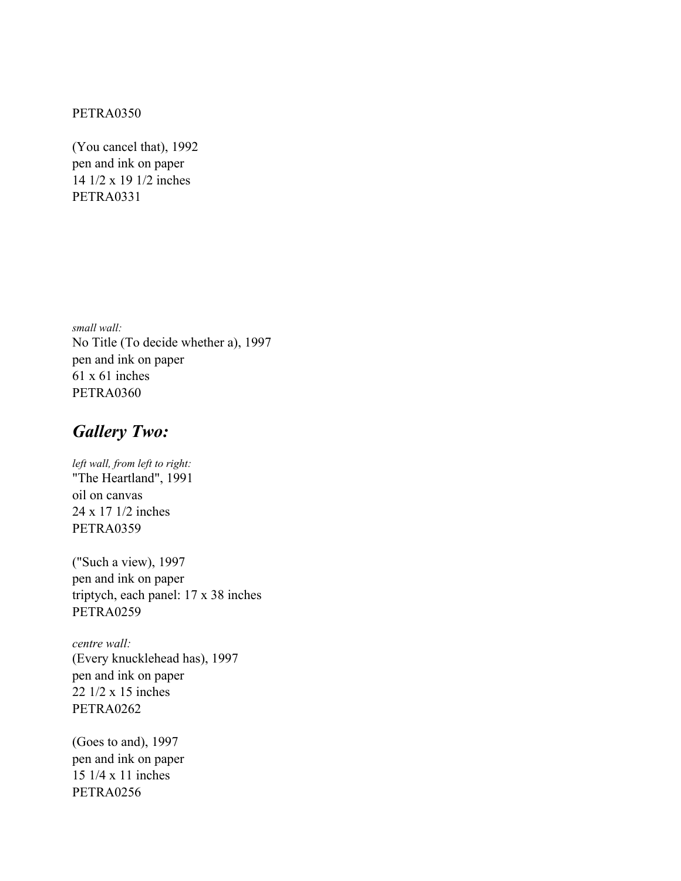PETRA0350

(You cancel that), 1992
pen and ink on paper
14 1/2 x 19 1/2 inches
PETRA0331

*small wall:*
No Title (To decide whether a), 1997
pen and ink on paper
61 x 61 inches
PETRA0360

## *Gallery Two:*

*left wall, from left to right:*
"The Heartland", 1991
oil on canvas
24 x 17 1/2 inches
PETRA0359

("Such a view), 1997
pen and ink on paper
triptych, each panel: 17 x 38 inches
PETRA0259

*centre wall:*
(Every knucklehead has), 1997
pen and ink on paper
22 1/2 x 15 inches
PETRA0262

(Goes to and), 1997
pen and ink on paper
15 1/4 x 11 inches
PETRA0256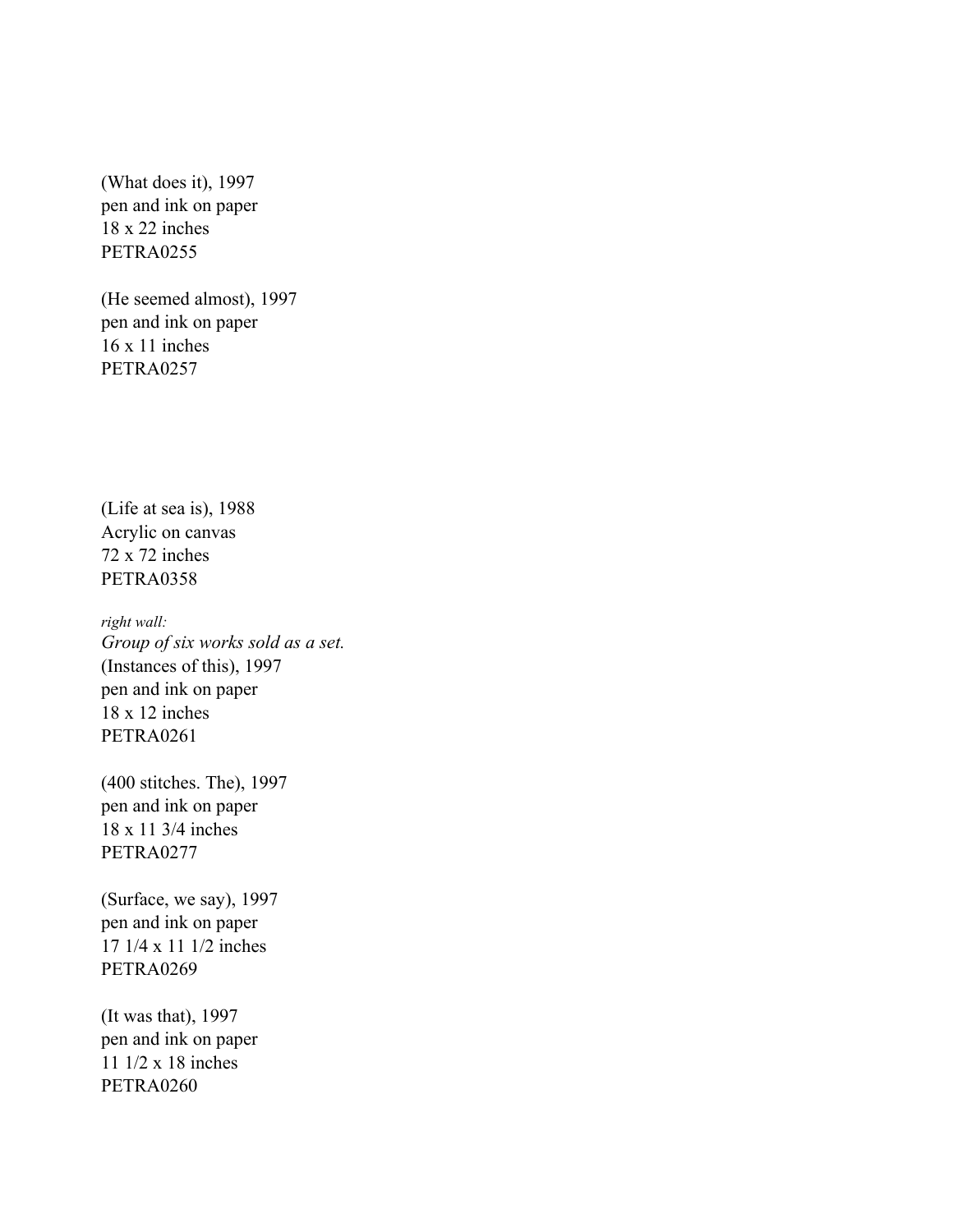(What does it), 1997
pen and ink on paper
18 x 22 inches
PETRA0255

(He seemed almost), 1997
pen and ink on paper
16 x 11 inches
PETRA0257

(Life at sea is), 1988
Acrylic on canvas
72 x 72 inches
PETRA0358

*right wall:*
*Group of six works sold as a set.*
(Instances of this), 1997
pen and ink on paper
18 x 12 inches
PETRA0261

(400 stitches. The), 1997
pen and ink on paper
18 x 11 3/4 inches
PETRA0277

(Surface, we say), 1997
pen and ink on paper
17 1/4 x 11 1/2 inches
PETRA0269

(It was that), 1997
pen and ink on paper
11 1/2 x 18 inches
PETRA0260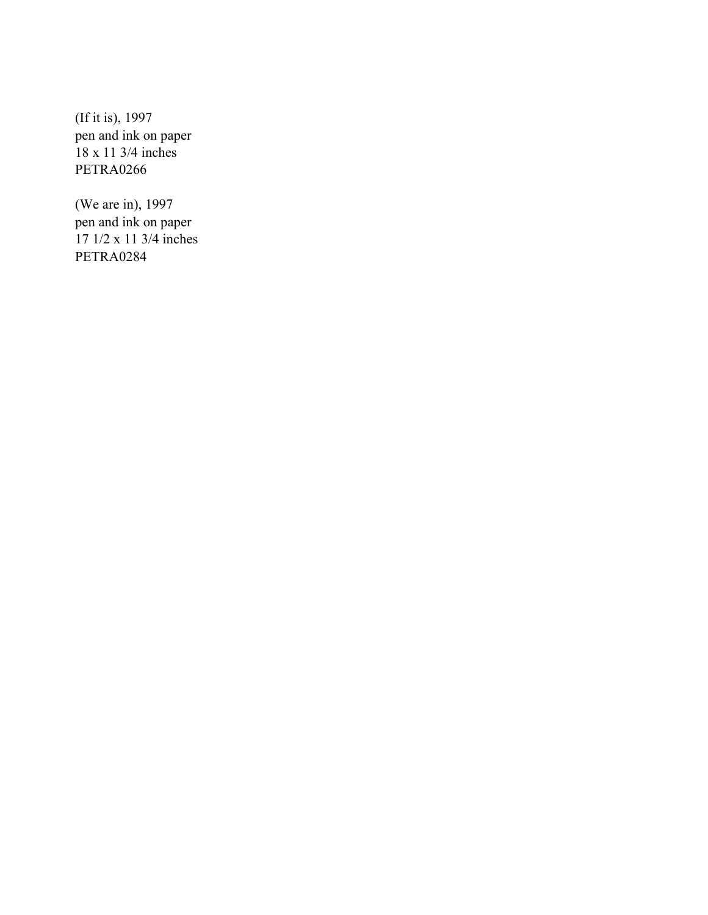(If it is), 1997
pen and ink on paper
18 x 11 3/4 inches
PETRA0266

(We are in), 1997
pen and ink on paper
17 1/2 x 11 3/4 inches
PETRA0284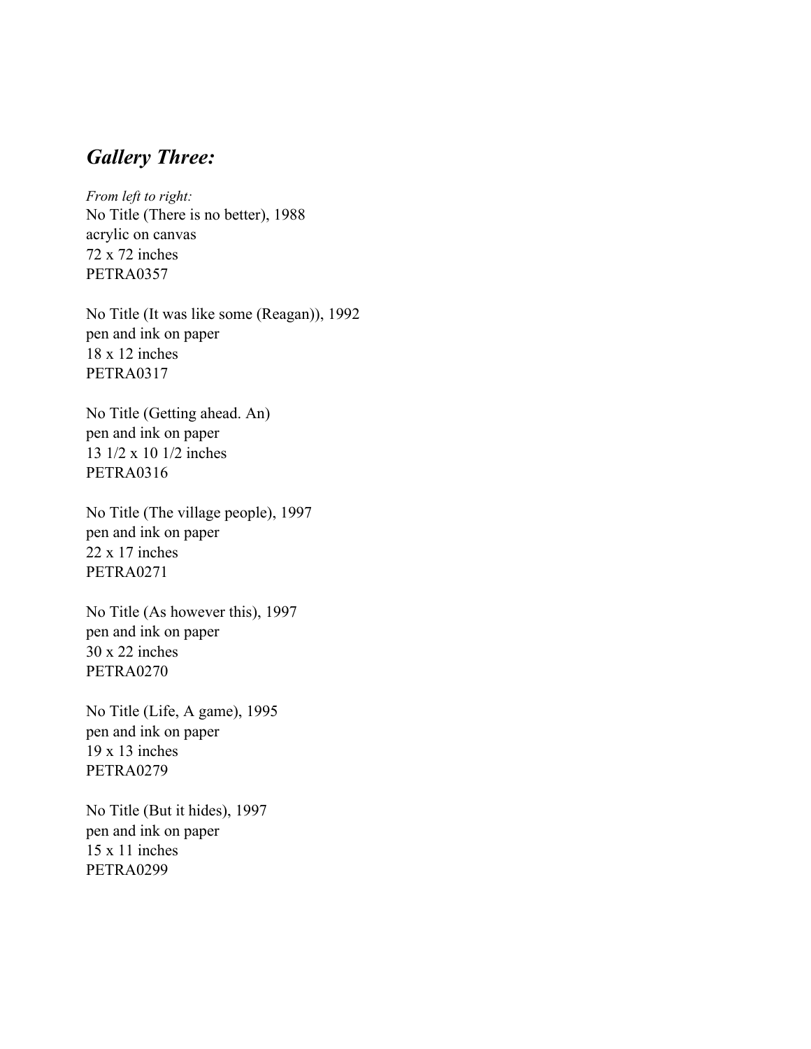## *Gallery Three:*

*From left to right:*

No Title (There is no better), 1988
acrylic on canvas
72 x 72 inches
PETRA0357

No Title (It was like some (Reagan)), 1992
pen and ink on paper
18 x 12 inches
PETRA0317

No Title (Getting ahead. An)
pen and ink on paper
13 1/2 x 10 1/2 inches
PETRA0316

No Title (The village people), 1997
pen and ink on paper
22 x 17 inches
PETRA0271

No Title (As however this), 1997
pen and ink on paper
30 x 22 inches
PETRA0270

No Title (Life, A game), 1995
pen and ink on paper
19 x 13 inches
PETRA0279

No Title (But it hides), 1997
pen and ink on paper
15 x 11 inches
PETRA0299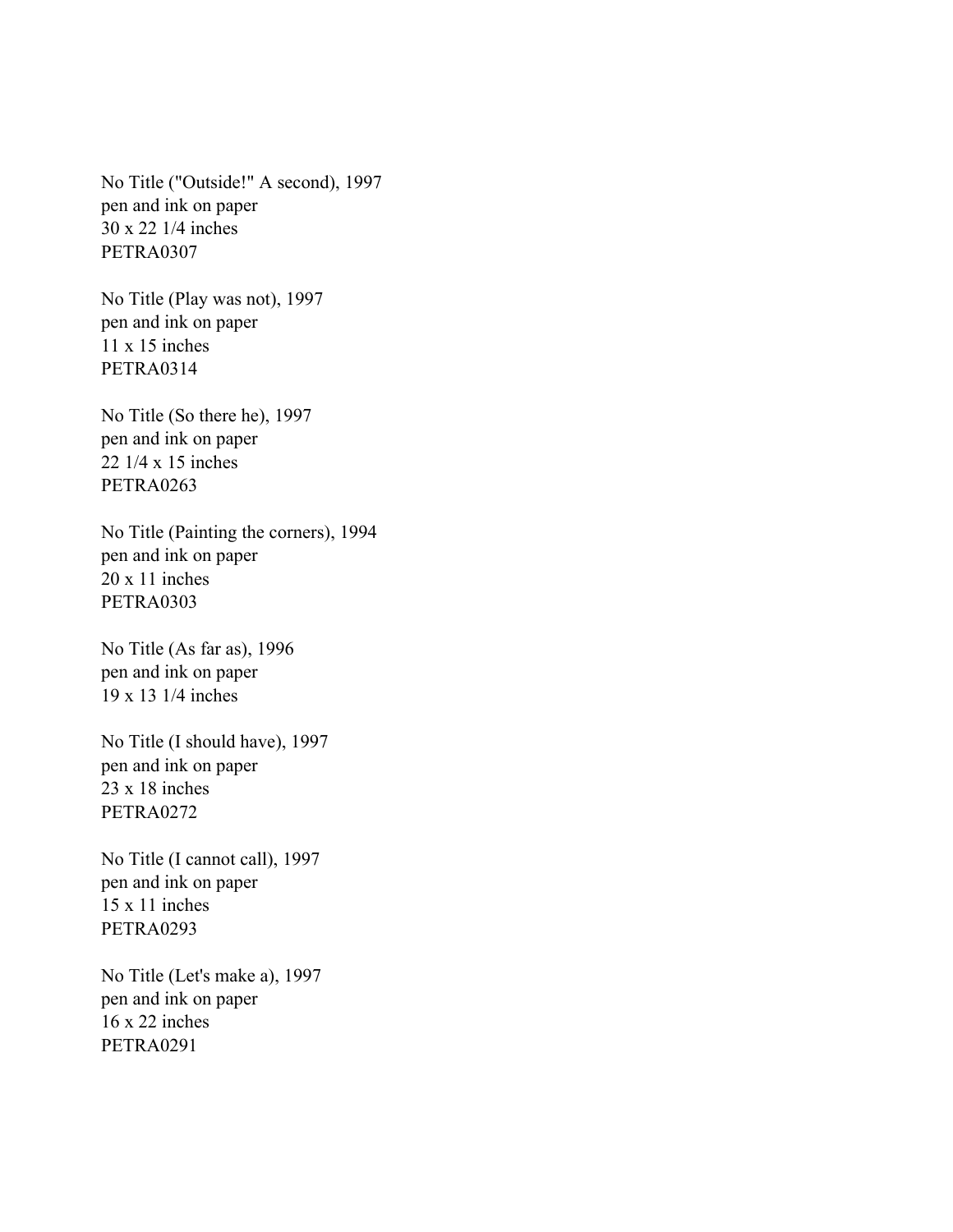No Title ("Outside!" A second), 1997
pen and ink on paper
30 x 22 1/4 inches
PETRA0307

No Title (Play was not), 1997
pen and ink on paper
11 x 15 inches
PETRA0314

No Title (So there he), 1997
pen and ink on paper
22 1/4 x 15 inches
PETRA0263

No Title (Painting the corners), 1994
pen and ink on paper
20 x 11 inches
PETRA0303

No Title (As far as), 1996
pen and ink on paper
19 x 13 1/4 inches

No Title (I should have), 1997
pen and ink on paper
23 x 18 inches
PETRA0272

No Title (I cannot call), 1997
pen and ink on paper
15 x 11 inches
PETRA0293

No Title (Let's make a), 1997
pen and ink on paper
16 x 22 inches
PETRA0291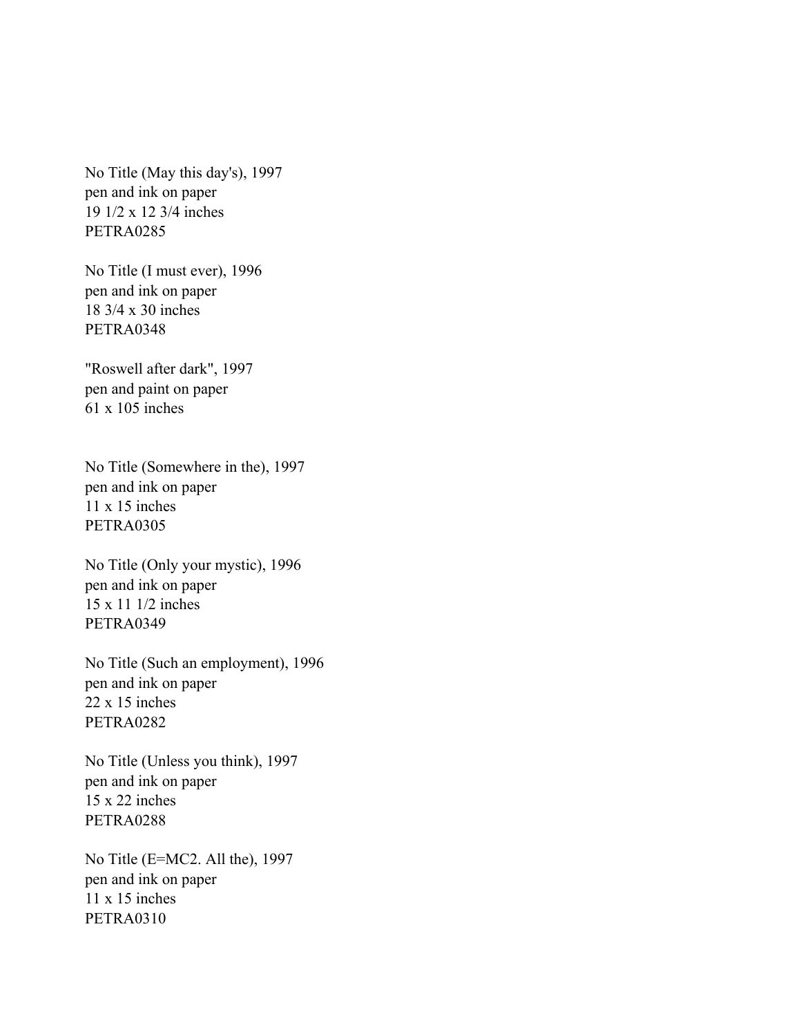No Title (May this day's), 1997
pen and ink on paper
19 1/2 x 12 3/4 inches
PETRA0285

No Title (I must ever), 1996
pen and ink on paper
18 3/4 x 30 inches
PETRA0348

"Roswell after dark", 1997
pen and paint on paper
61 x 105 inches

No Title (Somewhere in the), 1997
pen and ink on paper
11 x 15 inches
PETRA0305

No Title (Only your mystic), 1996
pen and ink on paper
15 x 11 1/2 inches
PETRA0349

No Title (Such an employment), 1996
pen and ink on paper
22 x 15 inches
PETRA0282

No Title (Unless you think), 1997
pen and ink on paper
15 x 22 inches
PETRA0288

No Title (E=MC2. All the), 1997
pen and ink on paper
11 x 15 inches
PETRA0310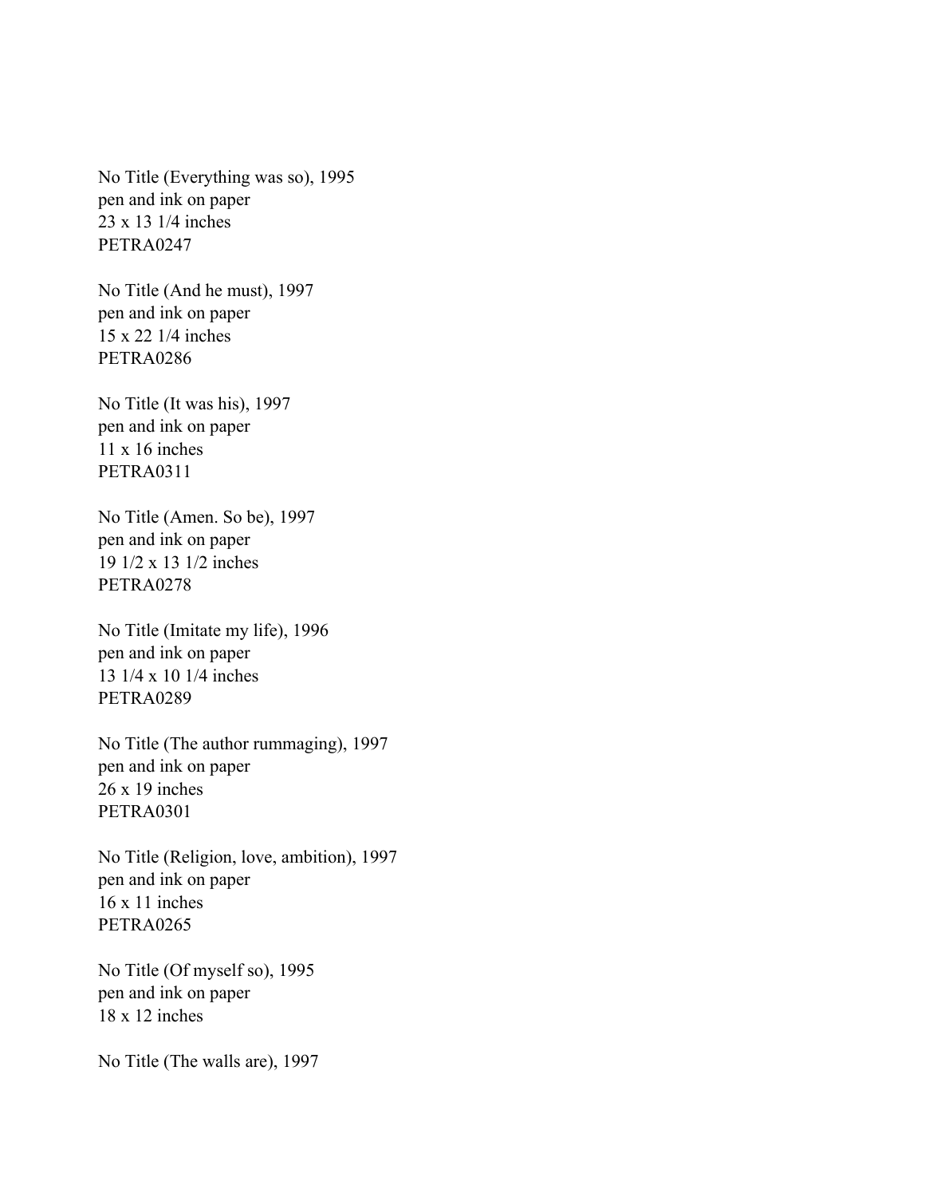No Title (Everything was so), 1995
pen and ink on paper
23 x 13 1/4 inches
PETRA0247

No Title (And he must), 1997
pen and ink on paper
15 x 22 1/4 inches
PETRA0286

No Title (It was his), 1997
pen and ink on paper
11 x 16 inches
PETRA0311

No Title (Amen. So be), 1997
pen and ink on paper
19 1/2 x 13 1/2 inches
PETRA0278

No Title (Imitate my life), 1996
pen and ink on paper
13 1/4 x 10 1/4 inches
PETRA0289

No Title (The author rummaging), 1997
pen and ink on paper
26 x 19 inches
PETRA0301

No Title (Religion, love, ambition), 1997
pen and ink on paper
16 x 11 inches
PETRA0265

No Title (Of myself so), 1995
pen and ink on paper
18 x 12 inches

No Title (The walls are), 1997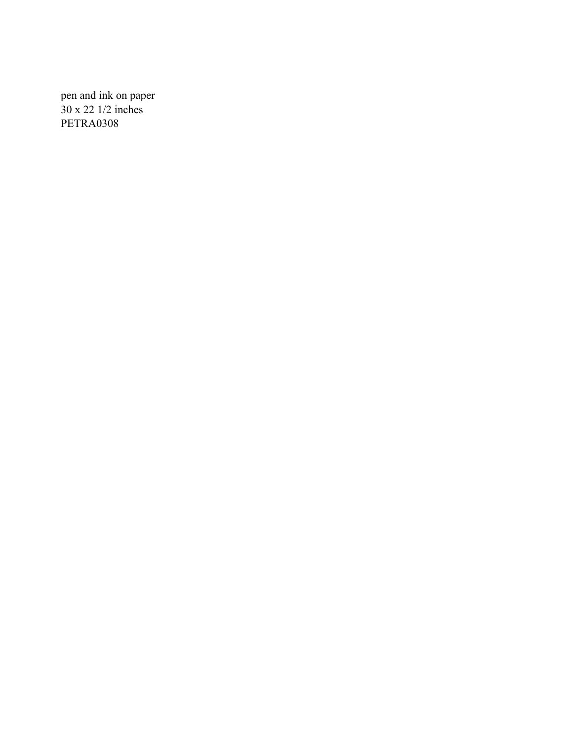pen and ink on paper
30 x 22 1/2 inches
PETRA0308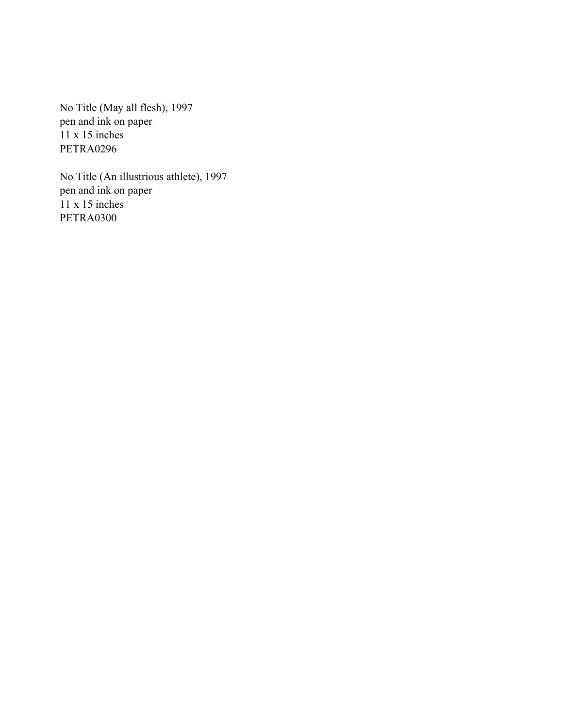No Title (May all flesh), 1997
pen and ink on paper
11 x 15 inches
PETRA0296

No Title (An illustrious athlete), 1997
pen and ink on paper
11 x 15 inches
PETRA0300